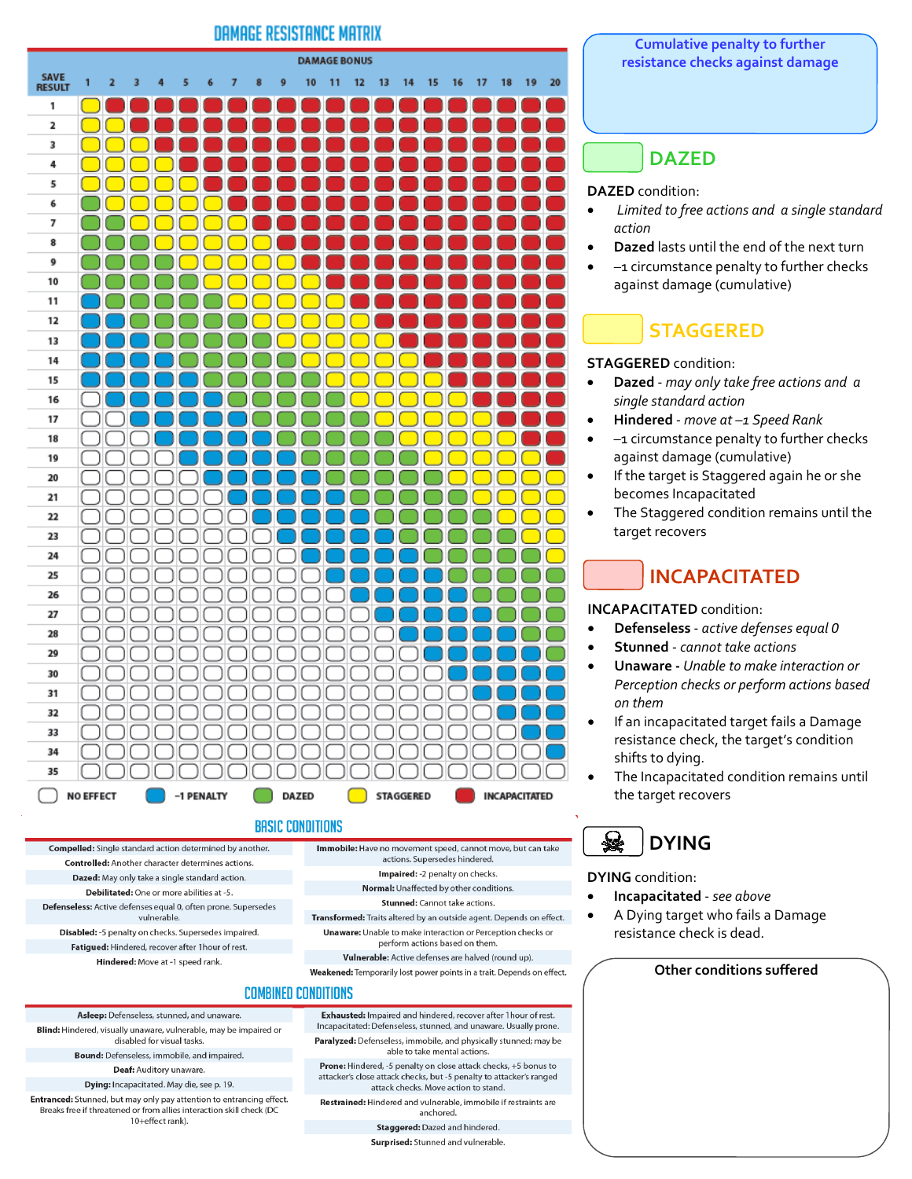# DAMAGE RESISTANCE MATRIX

Key: N = No effect, P = −1 Penalty, D = Dazed, S = Staggered, I = Incapacitated

| SAVE RESULT | DAMAGE BONUS 1 | 2 | 3 | 4 | 5 | 6 | 7 | 8 | 9 | 10 | 11 | 12 | 13 | 14 | 15 | 16 | 17 | 18 | 19 | 20 |
|---|---|---|---|---|---|---|---|---|---|---|---|---|---|---|---|---|---|---|---|---|
| 1 | S | I | I | I | I | I | I | I | I | I | I | I | I | I | I | I | I | I | I | I |
| 2 | S | S | I | I | I | I | I | I | I | I | I | I | I | I | I | I | I | I | I | I |
| 3 | S | S | S | I | I | I | I | I | I | I | I | I | I | I | I | I | I | I | I | I |
| 4 | S | S | S | S | I | I | I | I | I | I | I | I | I | I | I | I | I | I | I | I |
| 5 | S | S | S | S | S | I | I | I | I | I | I | I | I | I | I | I | I | I | I | I |
| 6 | D | S | S | S | S | S | I | I | I | I | I | I | I | I | I | I | I | I | I | I |
| 7 | D | D | S | S | S | S | S | I | I | I | I | I | I | I | I | I | I | I | I | I |
| 8 | D | D | D | S | S | S | S | S | I | I | I | I | I | I | I | I | I | I | I | I |
| 9 | D | D | D | D | S | S | S | S | S | I | I | I | I | I | I | I | I | I | I | I |
| 10 | D | D | D | D | D | S | S | S | S | S | I | I | I | I | I | I | I | I | I | I |
| 11 | P | D | D | D | D | D | S | S | S | S | S | I | I | I | I | I | I | I | I | I |
| 12 | P | P | D | D | D | D | D | S | S | S | S | S | I | I | I | I | I | I | I | I |
| 13 | P | P | P | D | D | D | D | D | S | S | S | S | S | I | I | I | I | I | I | I |
| 14 | P | P | P | P | D | D | D | D | D | S | S | S | S | S | I | I | I | I | I | I |
| 15 | P | P | P | P | P | D | D | D | D | D | S | S | S | S | S | I | I | I | I | I |
| 16 | N | P | P | P | P | P | D | D | D | D | D | S | S | S | S | S | I | I | I | I |
| 17 | N | N | P | P | P | P | P | D | D | D | D | D | S | S | S | S | S | I | I | I |
| 18 | N | N | N | P | P | P | P | P | D | D | D | D | D | S | S | S | S | S | I | I |
| 19 | N | N | N | N | P | P | P | P | P | D | D | D | D | D | S | S | S | S | S | I |
| 20 | N | N | N | N | N | P | P | P | P | P | D | D | D | D | D | S | S | S | S | S |
| 21 | N | N | N | N | N | N | P | P | P | P | P | D | D | D | D | D | S | S | S | S |
| 22 | N | N | N | N | N | N | N | P | P | P | P | P | D | D | D | D | D | S | S | S |
| 23 | N | N | N | N | N | N | N | N | P | P | P | P | P | D | D | D | D | D | S | S |
| 24 | N | N | N | N | N | N | N | N | N | P | P | P | P | P | D | D | D | D | D | S |
| 25 | N | N | N | N | N | N | N | N | N | N | P | P | P | P | P | D | D | D | D | D |
| 26 | N | N | N | N | N | N | N | N | N | N | N | P | P | P | P | P | D | D | D | D |
| 27 | N | N | N | N | N | N | N | N | N | N | N | N | P | P | P | P | P | D | D | D |
| 28 | N | N | N | N | N | N | N | N | N | N | N | N | N | P | P | P | P | P | D | D |
| 29 | N | N | N | N | N | N | N | N | N | N | N | N | N | N | P | P | P | P | P | D |
| 30 | N | N | N | N | N | N | N | N | N | N | N | N | N | N | N | P | P | P | P | P |
| 31 | N | N | N | N | N | N | N | N | N | N | N | N | N | N | N | N | P | P | P | P |
| 32 | N | N | N | N | N | N | N | N | N | N | N | N | N | N | N | N | N | P | P | P |
| 33 | N | N | N | N | N | N | N | N | N | N | N | N | N | N | N | N | N | N | P | P |
| 34 | N | N | N | N | N | N | N | N | N | N | N | N | N | N | N | N | N | N | N | P |
| 35 | N | N | N | N | N | N | N | N | N | N | N | N | N | N | N | N | N | N | N | N |

NO EFFECT | −1 PENALTY | DAZED | STAGGERED | INCAPACITATED

**Cumulative penalty to further resistance checks against damage**

## DAZED

**DAZED** condition:

- *Limited to free actions and a single standard action*
- **Dazed** lasts until the end of the next turn
- –1 circumstance penalty to further checks against damage (cumulative)

## STAGGERED

**STAGGERED** condition:

- **Dazed** - *may only take free actions and a single standard action*
- **Hindered** - *move at –1 Speed Rank*
- –1 circumstance penalty to further checks against damage (cumulative)
- If the target is Staggered again he or she becomes Incapacitated
- The Staggered condition remains until the target recovers

## INCAPACITATED

**INCAPACITATED** condition:

- **Defenseless** - *active defenses equal 0*
- **Stunned** - *cannot take actions*
- **Unaware** - *Unable to make interaction or Perception checks or perform actions based on them*
- If an incapacitated target fails a Damage resistance check, the target's condition shifts to dying.
- The Incapacitated condition remains until the target recovers

## DYING

**DYING** condition:

- **Incapacitated** - *see above*
- A Dying target who fails a Damage resistance check is dead.

**Other conditions suffered**

## BASIC CONDITIONS

**Compelled:** Single standard action determined by another.

**Controlled:** Another character determines actions.

**Dazed:** May only take a single standard action.

**Debilitated:** One or more abilities at -5.

**Defenseless:** Active defenses equal 0, often prone. Supersedes vulnerable.

**Disabled:** -5 penalty on checks. Supersedes impaired.

**Fatigued:** Hindered, recover after 1hour of rest.

**Hindered:** Move at -1 speed rank.

**Immobile:** Have no movement speed, cannot move, but can take actions. Supersedes hindered.

**Impaired:** -2 penalty on checks.

**Normal:** Unaffected by other conditions.

**Stunned:** Cannot take actions.

**Transformed:** Traits altered by an outside agent. Depends on effect.

**Unaware:** Unable to make interaction or Perception checks or perform actions based on them.

**Vulnerable:** Active defenses are halved (round up).

**Weakened:** Temporarily lost power points in a trait. Depends on effect.

## COMBINED CONDITIONS

**Asleep:** Defenseless, stunned, and unaware.

**Blind:** Hindered, visually unaware, vulnerable, may be impaired or disabled for visual tasks.

**Bound:** Defenseless, immobile, and impaired.

**Deaf:** Auditory unaware.

**Dying:** Incapacitated. May die, see p. 19.

**Entranced:** Stunned, but may only pay attention to entrancing effect. Breaks free if threatened or from allies interaction skill check (DC 10+effect rank).

**Exhausted:** Impaired and hindered, recover after 1 hour of rest.
Incapacitated: Defenseless, stunned, and unaware. Usually prone.

**Paralyzed:** Defenseless, immobile, and physically stunned; may be able to take mental actions.

**Prone:** Hindered, -5 penalty on close attack checks, +5 bonus to attacker's close attack checks, but -5 penalty to attacker's ranged attack checks. Move action to stand.

**Restrained:** Hindered and vulnerable, immobile if restraints are anchored.

**Staggered:** Dazed and hindered.

**Surprised:** Stunned and vulnerable.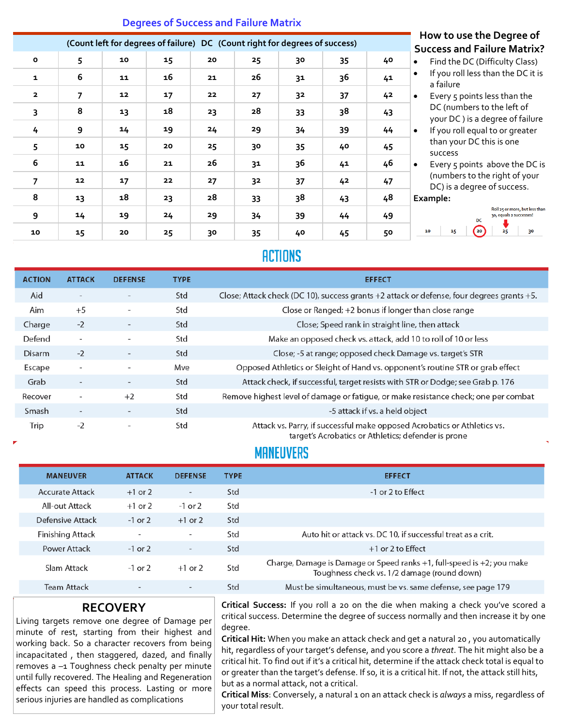## Degrees of Success and Failure Matrix

| (Count left for degrees of failure) DC (Count right for degrees of success) | | | | | | | | |
|---|---|---|---|---|---|---|---|---|
| 0 | 5 | 10 | 15 | 20 | 25 | 30 | 35 | 40 |
| 1 | 6 | 11 | 16 | 21 | 26 | 31 | 36 | 41 |
| 2 | 7 | 12 | 17 | 22 | 27 | 32 | 37 | 42 |
| 3 | 8 | 13 | 18 | 23 | 28 | 33 | 38 | 43 |
| 4 | 9 | 14 | 19 | 24 | 29 | 34 | 39 | 44 |
| 5 | 10 | 15 | 20 | 25 | 30 | 35 | 40 | 45 |
| 6 | 11 | 16 | 21 | 26 | 31 | 36 | 41 | 46 |
| 7 | 12 | 17 | 22 | 27 | 32 | 37 | 42 | 47 |
| 8 | 13 | 18 | 23 | 28 | 33 | 38 | 43 | 48 |
| 9 | 14 | 19 | 24 | 29 | 34 | 39 | 44 | 49 |
| 10 | 15 | 20 | 25 | 30 | 35 | 40 | 45 | 50 |

### How to use the Degree of Success and Failure Matrix?

- Find the DC (Difficulty Class)
- If you roll less than the DC it is a failure
- Every 5 points less than the DC (numbers to the left of your DC ) is a degree of failure
- If you roll equal to or greater than your DC this is one success
- Every 5 points above the DC is (numbers to the right of your DC) is a degree of success.

**Example:**

Roll 25 or more, but less than 30, equals 2 successes!

DC

10 15 20 25 30

## ACTIONS

| ACTION | ATTACK | DEFENSE | TYPE | EFFECT |
|---|---|---|---|---|
| Aid | - | - | Std | Close; Attack check (DC 10), success grants +2 attack or defense, four degrees grants +5. |
| Aim | +5 | - | Std | Close or Ranged; +2 bonus if longer than close range |
| Charge | -2 | - | Std | Close; Speed rank in straight line, then attack |
| Defend | - | - | Std | Make an opposed check vs. attack, add 10 to roll of 10 or less |
| Disarm | -2 | - | Std | Close; -5 at range; opposed check Damage vs. target's STR |
| Escape | - | - | Mve | Opposed Athletics or Sleight of Hand vs. opponent's routine STR or grab effect |
| Grab | - | - | Std | Attack check, if successful, target resists with STR or Dodge; see Grab p. 176 |
| Recover | - | +2 | Std | Remove highest level of damage or fatigue, or make resistance check; one per combat |
| Smash | - | - | Std | -5 attack if vs. a held object |
| Trip | -2 | - | Std | Attack vs. Parry, if successful make opposed Acrobatics or Athletics vs. target's Acrobatics or Athletics; defender is prone |

## MANEUVERS

| MANEUVER | ATTACK | DEFENSE | TYPE | EFFECT |
|---|---|---|---|---|
| Accurate Attack | +1 or 2 | - | Std | -1 or 2 to Effect |
| All-out Attack | +1 or 2 | -1 or 2 | Std | |
| Defensive Attack | -1 or 2 | +1 or 2 | Std | |
| Finishing Attack | - | - | Std | Auto hit or attack vs. DC 10, if successful treat as a crit. |
| Power Attack | -1 or 2 | - | Std | +1 or 2 to Effect |
| Slam Attack | -1 or 2 | +1 or 2 | Std | Charge, Damage is Damage or Speed ranks +1, full-speed is +2; you make Toughness check vs. 1/2 damage (round down) |
| Team Attack | - | - | Std | Must be simultaneous, must be vs. same defense, see page 179 |

## RECOVERY

Living targets remove one degree of Damage per minute of rest, starting from their highest and working back. So a character recovers from being incapacitated , then staggered, dazed, and finally removes a –1 Toughness check penalty per minute until fully recovered. The Healing and Regeneration effects can speed this process. Lasting or more serious injuries are handled as complications

**Critical Success:** If you roll a 20 on the die when making a check you've scored a critical success. Determine the degree of success normally and then increase it by one degree.

**Critical Hit:** When you make an attack check and get a natural 20 , you automatically hit, regardless of your target's defense, and you score a *threat*. The hit might also be a critical hit. To find out if it's a critical hit, determine if the attack check total is equal to or greater than the target's defense. If so, it is a critical hit. If not, the attack still hits, but as a normal attack, not a critical.

**Critical Miss**: Conversely, a natural 1 on an attack check is *always* a miss, regardless of your total result.